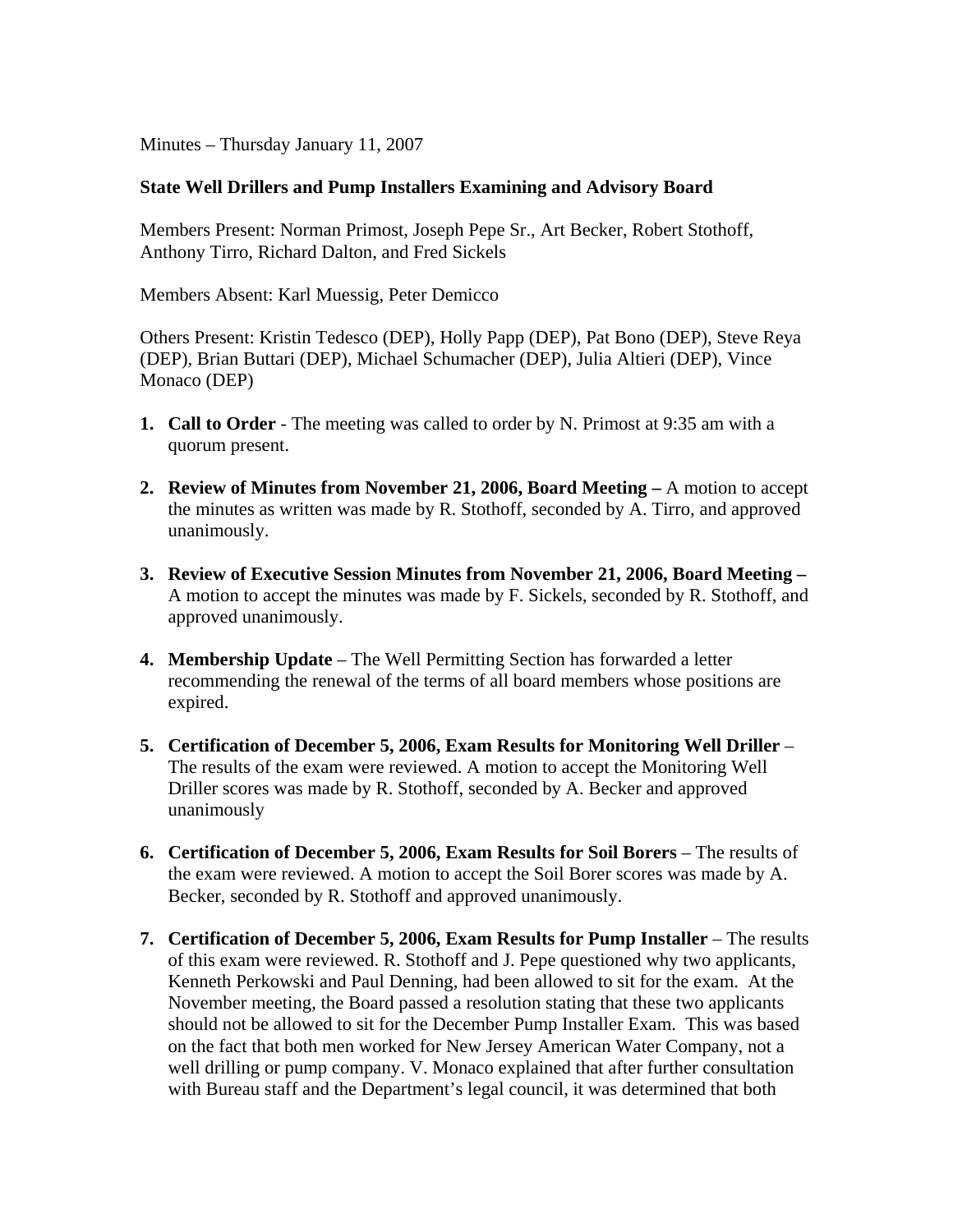Minutes – Thursday January 11, 2007

**State Well Drillers and Pump Installers Examining and Advisory Board**

Members Present: Norman Primost, Joseph Pepe Sr., Art Becker, Robert Stothoff, Anthony Tirro, Richard Dalton, and Fred Sickels

Members Absent: Karl Muessig, Peter Demicco

Others Present: Kristin Tedesco (DEP), Holly Papp (DEP), Pat Bono (DEP), Steve Reya (DEP), Brian Buttari (DEP), Michael Schumacher (DEP), Julia Altieri (DEP), Vince Monaco (DEP)

1. **Call to Order** - The meeting was called to order by N. Primost at 9:35 am with a quorum present.

2. **Review of Minutes from November 21, 2006, Board Meeting –** A motion to accept the minutes as written was made by R. Stothoff, seconded by A. Tirro, and approved unanimously.

3. **Review of Executive Session Minutes from November 21, 2006, Board Meeting –** A motion to accept the minutes was made by F. Sickels, seconded by R. Stothoff, and approved unanimously.

4. **Membership Update** – The Well Permitting Section has forwarded a letter recommending the renewal of the terms of all board members whose positions are expired.

5. **Certification of December 5, 2006, Exam Results for Monitoring Well Driller** – The results of the exam were reviewed. A motion to accept the Monitoring Well Driller scores was made by R. Stothoff, seconded by A. Becker and approved unanimously

6. **Certification of December 5, 2006, Exam Results for Soil Borers** – The results of the exam were reviewed. A motion to accept the Soil Borer scores was made by A. Becker, seconded by R. Stothoff and approved unanimously.

7. **Certification of December 5, 2006, Exam Results for Pump Installer** – The results of this exam were reviewed. R. Stothoff and J. Pepe questioned why two applicants, Kenneth Perkowski and Paul Denning, had been allowed to sit for the exam. At the November meeting, the Board passed a resolution stating that these two applicants should not be allowed to sit for the December Pump Installer Exam. This was based on the fact that both men worked for New Jersey American Water Company, not a well drilling or pump company. V. Monaco explained that after further consultation with Bureau staff and the Department's legal council, it was determined that both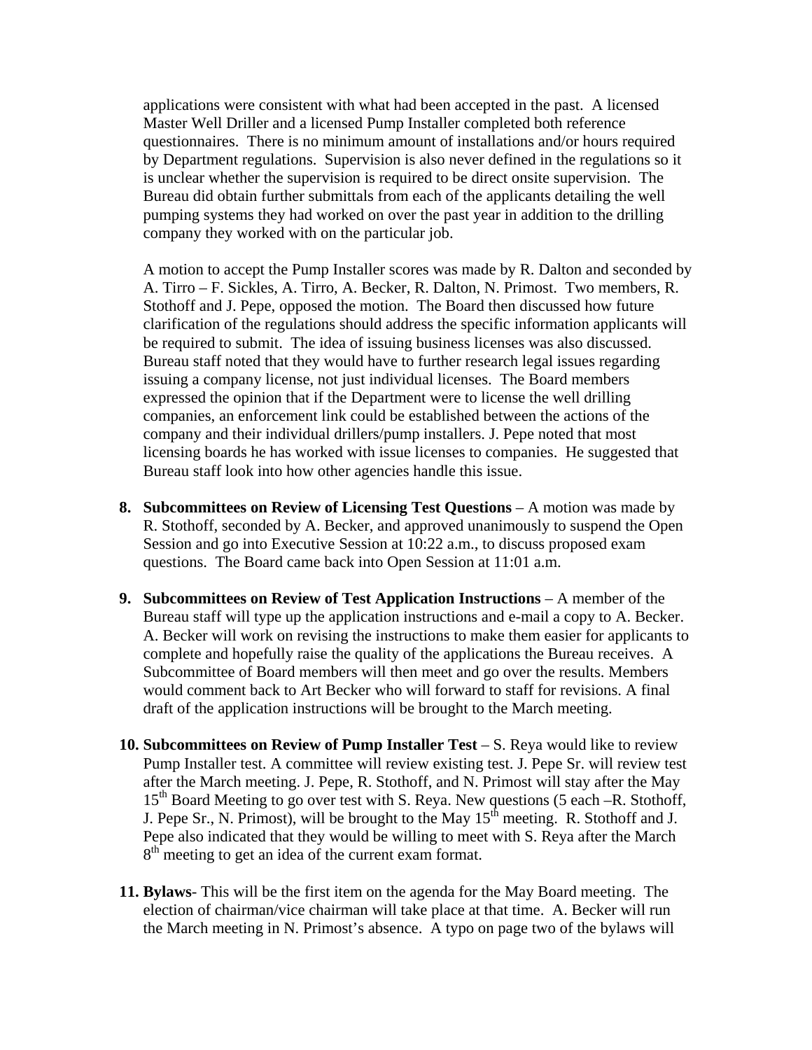applications were consistent with what had been accepted in the past. A licensed Master Well Driller and a licensed Pump Installer completed both reference questionnaires. There is no minimum amount of installations and/or hours required by Department regulations. Supervision is also never defined in the regulations so it is unclear whether the supervision is required to be direct onsite supervision. The Bureau did obtain further submittals from each of the applicants detailing the well pumping systems they had worked on over the past year in addition to the drilling company they worked with on the particular job.

A motion to accept the Pump Installer scores was made by R. Dalton and seconded by A. Tirro – F. Sickles, A. Tirro, A. Becker, R. Dalton, N. Primost. Two members, R. Stothoff and J. Pepe, opposed the motion. The Board then discussed how future clarification of the regulations should address the specific information applicants will be required to submit. The idea of issuing business licenses was also discussed. Bureau staff noted that they would have to further research legal issues regarding issuing a company license, not just individual licenses. The Board members expressed the opinion that if the Department were to license the well drilling companies, an enforcement link could be established between the actions of the company and their individual drillers/pump installers. J. Pepe noted that most licensing boards he has worked with issue licenses to companies. He suggested that Bureau staff look into how other agencies handle this issue.

8. **Subcommittees on Review of Licensing Test Questions** – A motion was made by R. Stothoff, seconded by A. Becker, and approved unanimously to suspend the Open Session and go into Executive Session at 10:22 a.m., to discuss proposed exam questions. The Board came back into Open Session at 11:01 a.m.

9. **Subcommittees on Review of Test Application Instructions** – A member of the Bureau staff will type up the application instructions and e-mail a copy to A. Becker. A. Becker will work on revising the instructions to make them easier for applicants to complete and hopefully raise the quality of the applications the Bureau receives. A Subcommittee of Board members will then meet and go over the results. Members would comment back to Art Becker who will forward to staff for revisions. A final draft of the application instructions will be brought to the March meeting.

10. **Subcommittees on Review of Pump Installer Test** – S. Reya would like to review Pump Installer test. A committee will review existing test. J. Pepe Sr. will review test after the March meeting. J. Pepe, R. Stothoff, and N. Primost will stay after the May 15th Board Meeting to go over test with S. Reya. New questions (5 each –R. Stothoff, J. Pepe Sr., N. Primost), will be brought to the May 15th meeting. R. Stothoff and J. Pepe also indicated that they would be willing to meet with S. Reya after the March 8th meeting to get an idea of the current exam format.

11. **Bylaws**- This will be the first item on the agenda for the May Board meeting. The election of chairman/vice chairman will take place at that time. A. Becker will run the March meeting in N. Primost's absence. A typo on page two of the bylaws will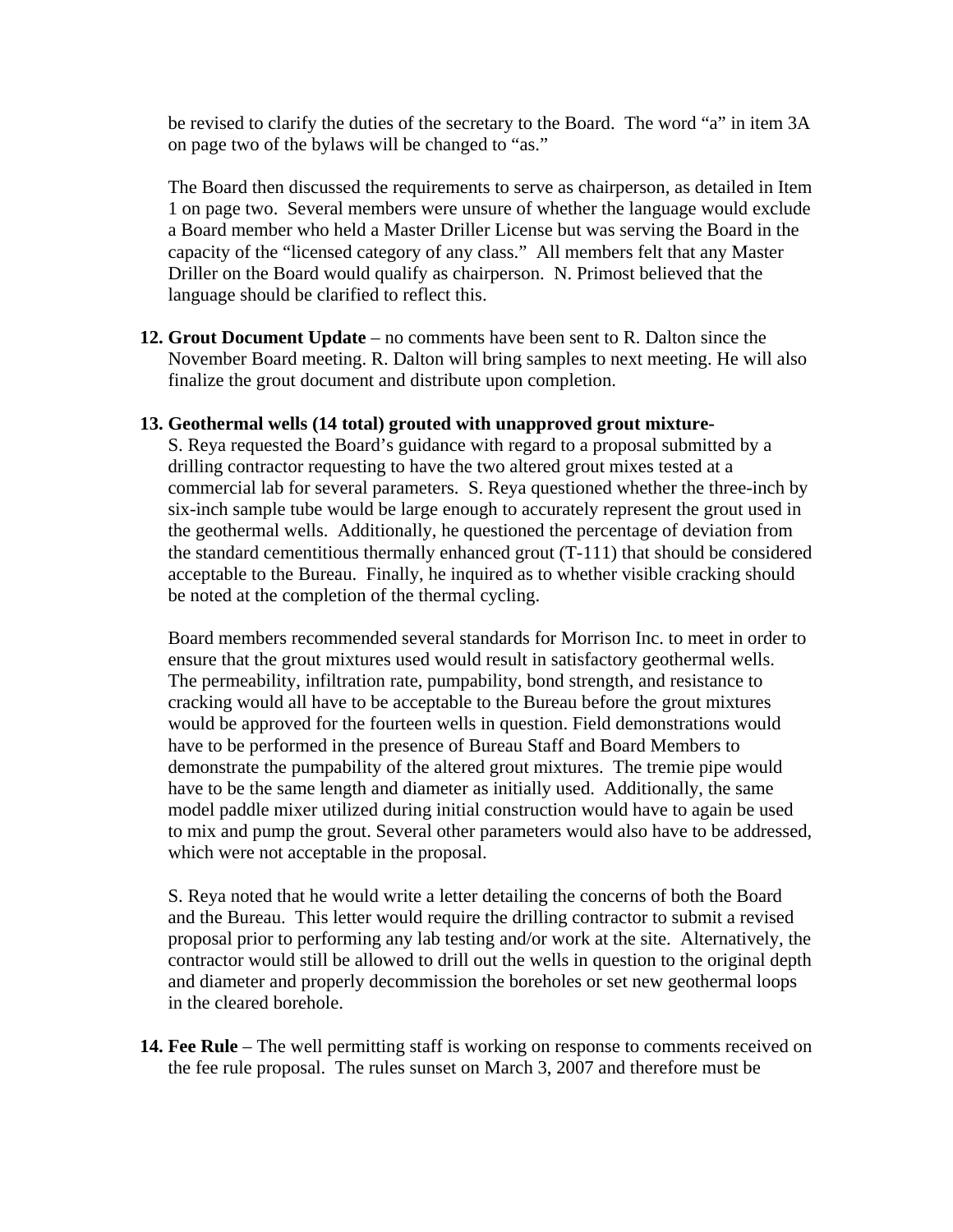be revised to clarify the duties of the secretary to the Board. The word "a" in item 3A on page two of the bylaws will be changed to "as."

The Board then discussed the requirements to serve as chairperson, as detailed in Item 1 on page two. Several members were unsure of whether the language would exclude a Board member who held a Master Driller License but was serving the Board in the capacity of the "licensed category of any class." All members felt that any Master Driller on the Board would qualify as chairperson. N. Primost believed that the language should be clarified to reflect this.

12. **Grout Document Update** – no comments have been sent to R. Dalton since the November Board meeting. R. Dalton will bring samples to next meeting. He will also finalize the grout document and distribute upon completion.

13. **Geothermal wells (14 total) grouted with unapproved grout mixture-**
S. Reya requested the Board's guidance with regard to a proposal submitted by a drilling contractor requesting to have the two altered grout mixes tested at a commercial lab for several parameters. S. Reya questioned whether the three-inch by six-inch sample tube would be large enough to accurately represent the grout used in the geothermal wells. Additionally, he questioned the percentage of deviation from the standard cementitious thermally enhanced grout (T-111) that should be considered acceptable to the Bureau. Finally, he inquired as to whether visible cracking should be noted at the completion of the thermal cycling.

    Board members recommended several standards for Morrison Inc. to meet in order to ensure that the grout mixtures used would result in satisfactory geothermal wells. The permeability, infiltration rate, pumpability, bond strength, and resistance to cracking would all have to be acceptable to the Bureau before the grout mixtures would be approved for the fourteen wells in question. Field demonstrations would have to be performed in the presence of Bureau Staff and Board Members to demonstrate the pumpability of the altered grout mixtures. The tremie pipe would have to be the same length and diameter as initially used. Additionally, the same model paddle mixer utilized during initial construction would have to again be used to mix and pump the grout. Several other parameters would also have to be addressed, which were not acceptable in the proposal.

    S. Reya noted that he would write a letter detailing the concerns of both the Board and the Bureau. This letter would require the drilling contractor to submit a revised proposal prior to performing any lab testing and/or work at the site. Alternatively, the contractor would still be allowed to drill out the wells in question to the original depth and diameter and properly decommission the boreholes or set new geothermal loops in the cleared borehole.

14. **Fee Rule** – The well permitting staff is working on response to comments received on the fee rule proposal. The rules sunset on March 3, 2007 and therefore must be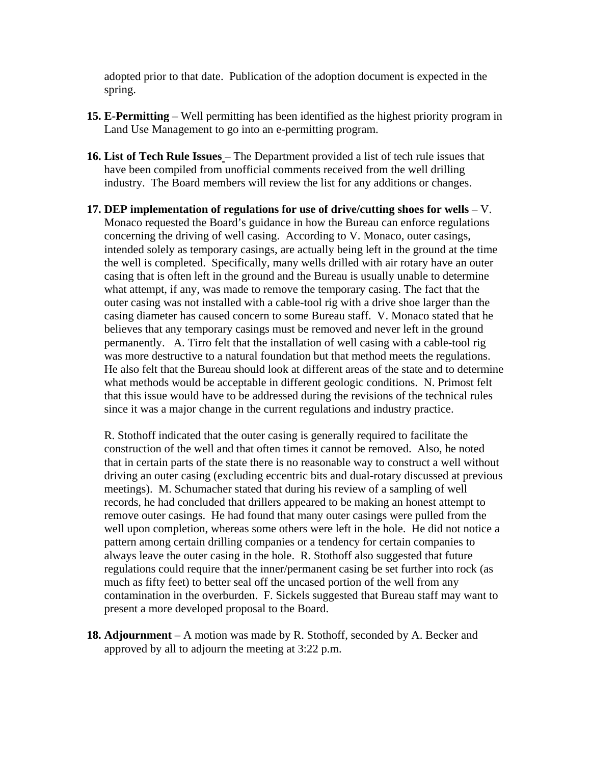adopted prior to that date. Publication of the adoption document is expected in the spring.

15. **E-Permitting** – Well permitting has been identified as the highest priority program in Land Use Management to go into an e-permitting program.

16. **List of Tech Rule Issues** – The Department provided a list of tech rule issues that have been compiled from unofficial comments received from the well drilling industry. The Board members will review the list for any additions or changes.

17. **DEP implementation of regulations for use of drive/cutting shoes for wells** – V. Monaco requested the Board's guidance in how the Bureau can enforce regulations concerning the driving of well casing. According to V. Monaco, outer casings, intended solely as temporary casings, are actually being left in the ground at the time the well is completed. Specifically, many wells drilled with air rotary have an outer casing that is often left in the ground and the Bureau is usually unable to determine what attempt, if any, was made to remove the temporary casing. The fact that the outer casing was not installed with a cable-tool rig with a drive shoe larger than the casing diameter has caused concern to some Bureau staff. V. Monaco stated that he believes that any temporary casings must be removed and never left in the ground permanently. A. Tirro felt that the installation of well casing with a cable-tool rig was more destructive to a natural foundation but that method meets the regulations. He also felt that the Bureau should look at different areas of the state and to determine what methods would be acceptable in different geologic conditions. N. Primost felt that this issue would have to be addressed during the revisions of the technical rules since it was a major change in the current regulations and industry practice.

    R. Stothoff indicated that the outer casing is generally required to facilitate the construction of the well and that often times it cannot be removed. Also, he noted that in certain parts of the state there is no reasonable way to construct a well without driving an outer casing (excluding eccentric bits and dual-rotary discussed at previous meetings). M. Schumacher stated that during his review of a sampling of well records, he had concluded that drillers appeared to be making an honest attempt to remove outer casings. He had found that many outer casings were pulled from the well upon completion, whereas some others were left in the hole. He did not notice a pattern among certain drilling companies or a tendency for certain companies to always leave the outer casing in the hole. R. Stothoff also suggested that future regulations could require that the inner/permanent casing be set further into rock (as much as fifty feet) to better seal off the uncased portion of the well from any contamination in the overburden. F. Sickels suggested that Bureau staff may want to present a more developed proposal to the Board.

18. **Adjournment** – A motion was made by R. Stothoff, seconded by A. Becker and approved by all to adjourn the meeting at 3:22 p.m.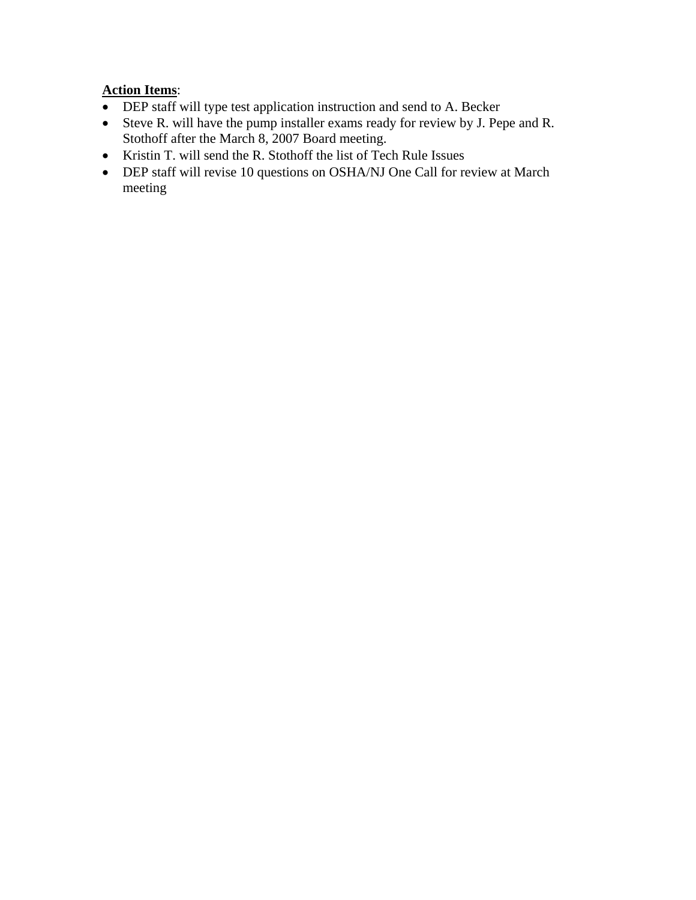**<u>Action Items</u>**:

- DEP staff will type test application instruction and send to A. Becker
- Steve R. will have the pump installer exams ready for review by J. Pepe and R. Stothoff after the March 8, 2007 Board meeting.
- Kristin T. will send the R. Stothoff the list of Tech Rule Issues
- DEP staff will revise 10 questions on OSHA/NJ One Call for review at March meeting